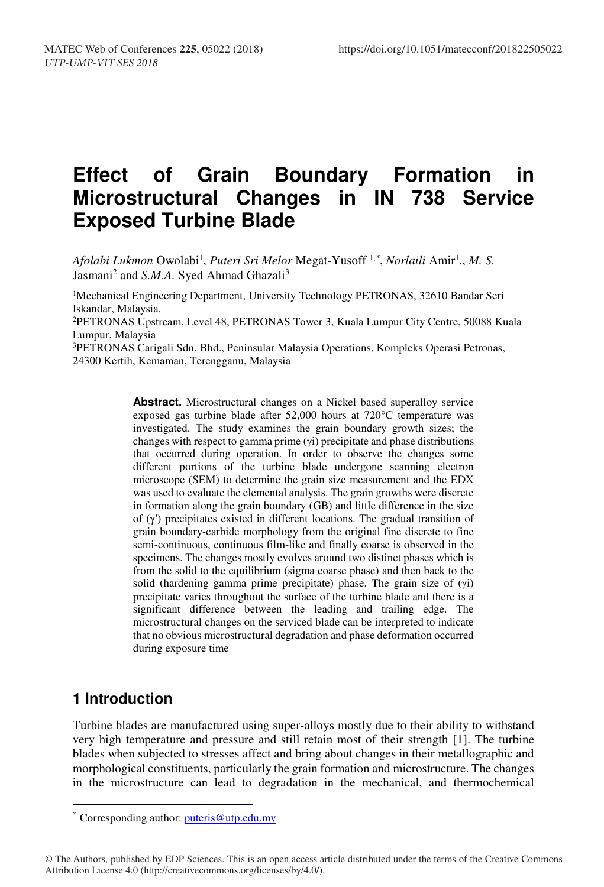# Effect of Grain Boundary Formation in Microstructural Changes in IN 738 Service Exposed Turbine Blade

*Afolabi Lukmon* Owolabi[1], *Puteri Sri Melor* Megat-Yusoff [1,*], *Norlaili* Amir[1]., *M. S.* Jasmani[2] and *S.M.A.* Syed Ahmad Ghazali[3]

[1]Mechanical Engineering Department, University Technology PETRONAS, 32610 Bandar Seri Iskandar, Malaysia.

[2]PETRONAS Upstream, Level 48, PETRONAS Tower 3, Kuala Lumpur City Centre, 50088 Kuala Lumpur, Malaysia

[3]PETRONAS Carigali Sdn. Bhd., Peninsular Malaysia Operations, Kompleks Operasi Petronas, 24300 Kertih, Kemaman, Terengganu, Malaysia

**Abstract.** Microstructural changes on a Nickel based superalloy service exposed gas turbine blade after 52,000 hours at 720°C temperature was investigated. The study examines the grain boundary growth sizes; the changes with respect to gamma prime (γi) precipitate and phase distributions that occurred during operation. In order to observe the changes some different portions of the turbine blade undergone scanning electron microscope (SEM) to determine the grain size measurement and the EDX was used to evaluate the elemental analysis. The grain growths were discrete in formation along the grain boundary (GB) and little difference in the size of (γ′) precipitates existed in different locations. The gradual transition of grain boundary-carbide morphology from the original fine discrete to fine semi-continuous, continuous film-like and finally coarse is observed in the specimens. The changes mostly evolves around two distinct phases which is from the solid to the equilibrium (sigma coarse phase) and then back to the solid (hardening gamma prime precipitate) phase. The grain size of (γi) precipitate varies throughout the surface of the turbine blade and there is a significant difference between the leading and trailing edge. The microstructural changes on the serviced blade can be interpreted to indicate that no obvious microstructural degradation and phase deformation occurred during exposure time

## 1 Introduction

Turbine blades are manufactured using super-alloys mostly due to their ability to withstand very high temperature and pressure and still retain most of their strength [1]. The turbine blades when subjected to stresses affect and bring about changes in their metallographic and morphological constituents, particularly the grain formation and microstructure. The changes in the microstructure can lead to degradation in the mechanical, and thermochemical

---

* Corresponding author: puteris@utp.edu.my

© The Authors, published by EDP Sciences. This is an open access article distributed under the terms of the Creative Commons Attribution License 4.0 (http://creativecommons.org/licenses/by/4.0/).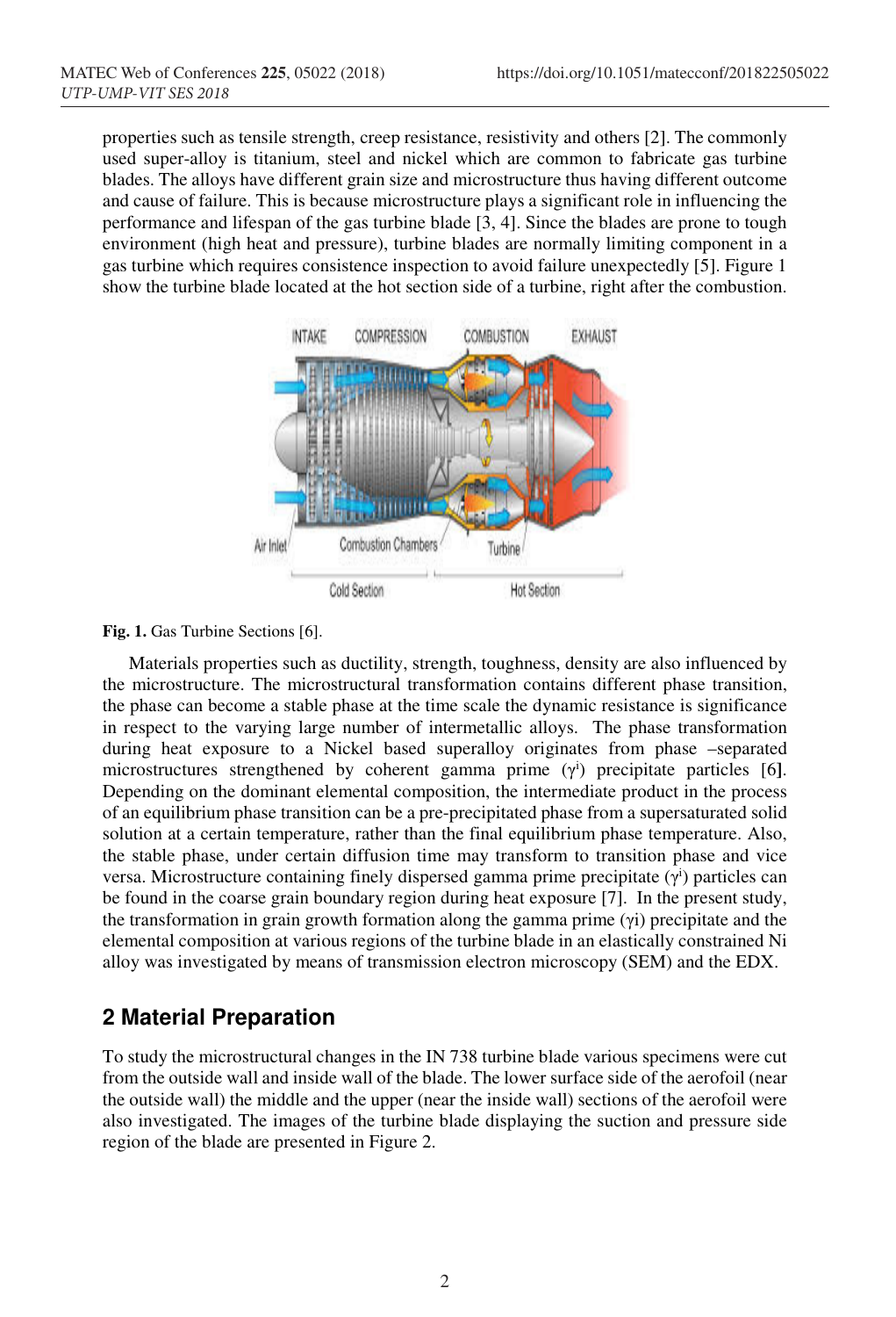properties such as tensile strength, creep resistance, resistivity and others [2]. The commonly used super-alloy is titanium, steel and nickel which are common to fabricate gas turbine blades. The alloys have different grain size and microstructure thus having different outcome and cause of failure. This is because microstructure plays a significant role in influencing the performance and lifespan of the gas turbine blade [3, 4]. Since the blades are prone to tough environment (high heat and pressure), turbine blades are normally limiting component in a gas turbine which requires consistence inspection to avoid failure unexpectedly [5]. Figure 1 show the turbine blade located at the hot section side of a turbine, right after the combustion.

**Fig. 1.** Gas Turbine Sections [6].

Materials properties such as ductility, strength, toughness, density are also influenced by the microstructure. The microstructural transformation contains different phase transition, the phase can become a stable phase at the time scale the dynamic resistance is significance in respect to the varying large number of intermetallic alloys. The phase transformation during heat exposure to a Nickel based superalloy originates from phase –separated microstructures strengthened by coherent gamma prime ($\gamma^i$) precipitate particles [6]. Depending on the dominant elemental composition, the intermediate product in the process of an equilibrium phase transition can be a pre-precipitated phase from a supersaturated solid solution at a certain temperature, rather than the final equilibrium phase temperature. Also, the stable phase, under certain diffusion time may transform to transition phase and vice versa. Microstructure containing finely dispersed gamma prime precipitate ($\gamma^i$) particles can be found in the coarse grain boundary region during heat exposure [7]. In the present study, the transformation in grain growth formation along the gamma prime (γi) precipitate and the elemental composition at various regions of the turbine blade in an elastically constrained Ni alloy was investigated by means of transmission electron microscopy (SEM) and the EDX.

## 2 Material Preparation

To study the microstructural changes in the IN 738 turbine blade various specimens were cut from the outside wall and inside wall of the blade. The lower surface side of the aerofoil (near the outside wall) the middle and the upper (near the inside wall) sections of the aerofoil were also investigated. The images of the turbine blade displaying the suction and pressure side region of the blade are presented in Figure 2.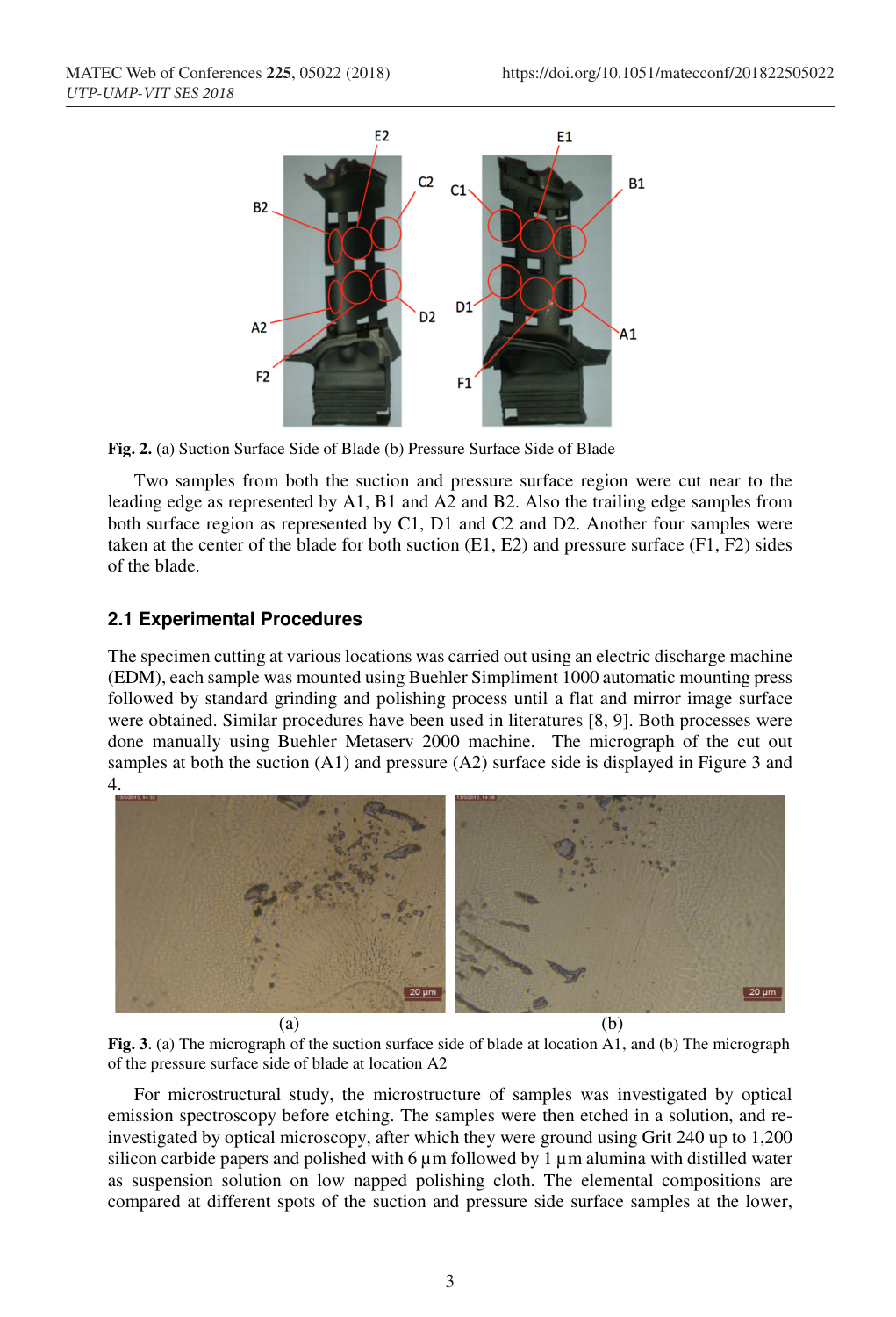**Fig. 2.** (a) Suction Surface Side of Blade (b) Pressure Surface Side of Blade

Two samples from both the suction and pressure surface region were cut near to the leading edge as represented by A1, B1 and A2 and B2. Also the trailing edge samples from both surface region as represented by C1, D1 and C2 and D2. Another four samples were taken at the center of the blade for both suction (E1, E2) and pressure surface (F1, F2) sides of the blade.

## 2.1 Experimental Procedures

The specimen cutting at various locations was carried out using an electric discharge machine (EDM), each sample was mounted using Buehler Simpliment 1000 automatic mounting press followed by standard grinding and polishing process until a flat and mirror image surface were obtained. Similar procedures have been used in literatures [8, 9]. Both processes were done manually using Buehler Metaserv 2000 machine. The micrograph of the cut out samples at both the suction (A1) and pressure (A2) surface side is displayed in Figure 3 and 4.

(a) (b)

**Fig. 3**. (a) The micrograph of the suction surface side of blade at location A1, and (b) The micrograph of the pressure surface side of blade at location A2

For microstructural study, the microstructure of samples was investigated by optical emission spectroscopy before etching. The samples were then etched in a solution, and re-investigated by optical microscopy, after which they were ground using Grit 240 up to 1,200 silicon carbide papers and polished with 6 µm followed by 1 µm alumina with distilled water as suspension solution on low napped polishing cloth. The elemental compositions are compared at different spots of the suction and pressure side surface samples at the lower,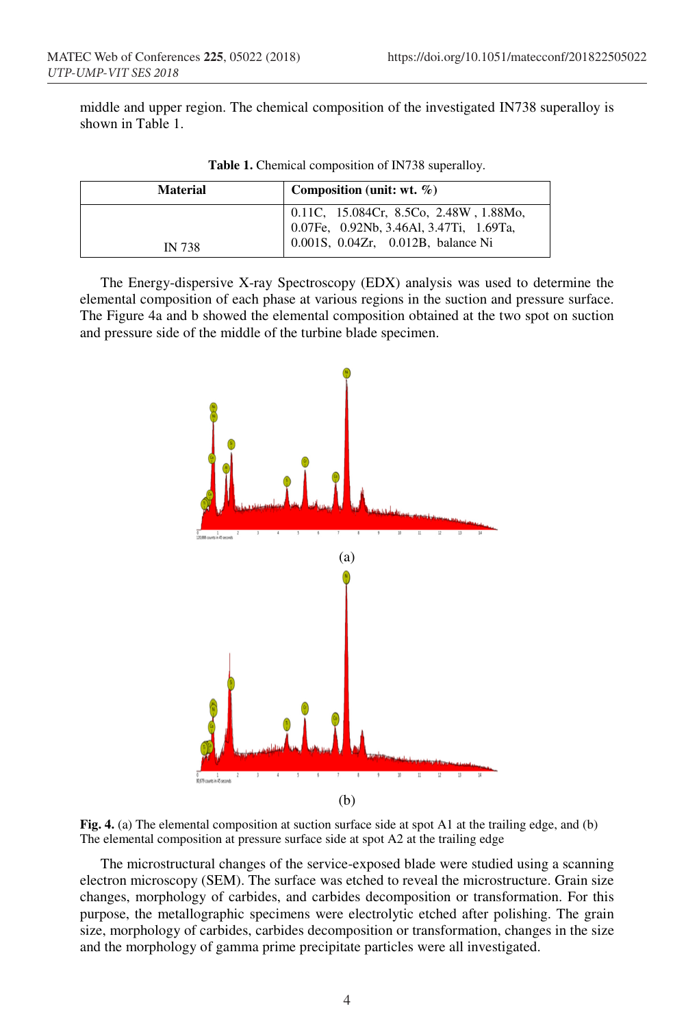middle and upper region. The chemical composition of the investigated IN738 superalloy is shown in Table 1.

**Table 1.** Chemical composition of IN738 superalloy.

| Material | Composition (unit: wt. %) |
|---|---|
| IN 738 | 0.11C, 15.084Cr, 8.5Co, 2.48W, 1.88Mo, 0.07Fe, 0.92Nb, 3.46Al, 3.47Ti, 1.69Ta, 0.001S, 0.04Zr, 0.012B, balance Ni |

The Energy-dispersive X-ray Spectroscopy (EDX) analysis was used to determine the elemental composition of each phase at various regions in the suction and pressure surface. The Figure 4a and b showed the elemental composition obtained at the two spot on suction and pressure side of the middle of the turbine blade specimen.

(a)

(b)

**Fig. 4.** (a) The elemental composition at suction surface side at spot A1 at the trailing edge, and (b) The elemental composition at pressure surface side at spot A2 at the trailing edge

The microstructural changes of the service-exposed blade were studied using a scanning electron microscopy (SEM). The surface was etched to reveal the microstructure. Grain size changes, morphology of carbides, and carbides decomposition or transformation. For this purpose, the metallographic specimens were electrolytic etched after polishing. The grain size, morphology of carbides, carbides decomposition or transformation, changes in the size and the morphology of gamma prime precipitate particles were all investigated.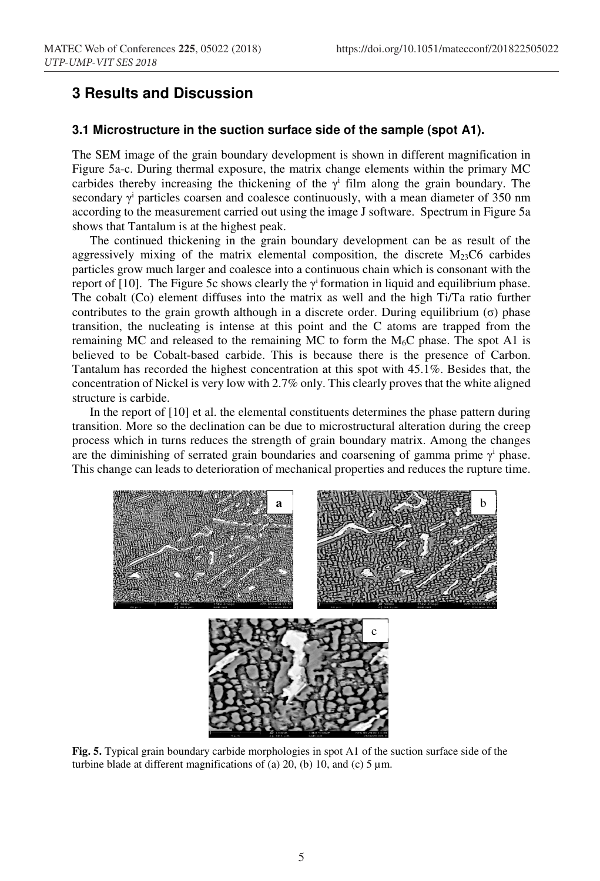## 3 Results and Discussion

### 3.1 Microstructure in the suction surface side of the sample (spot A1).

The SEM image of the grain boundary development is shown in different magnification in Figure 5a-c. During thermal exposure, the matrix change elements within the primary MC carbides thereby increasing the thickening of the $\gamma^i$ film along the grain boundary. The secondary $\gamma^i$ particles coarsen and coalesce continuously, with a mean diameter of 350 nm according to the measurement carried out using the image J software. Spectrum in Figure 5a shows that Tantalum is at the highest peak.

The continued thickening in the grain boundary development can be as result of the aggressively mixing of the matrix elemental composition, the discrete $M_{23}C6$ carbides particles grow much larger and coalesce into a continuous chain which is consonant with the report of [10]. The Figure 5c shows clearly the $\gamma^i$ formation in liquid and equilibrium phase. The cobalt (Co) element diffuses into the matrix as well and the high Ti/Ta ratio further contributes to the grain growth although in a discrete order. During equilibrium ($\sigma$) phase transition, the nucleating is intense at this point and the C atoms are trapped from the remaining MC and released to the remaining MC to form the $M_6C$ phase. The spot A1 is believed to be Cobalt-based carbide. This is because there is the presence of Carbon. Tantalum has recorded the highest concentration at this spot with 45.1%. Besides that, the concentration of Nickel is very low with 2.7% only. This clearly proves that the white aligned structure is carbide.

In the report of [10] et al. the elemental constituents determines the phase pattern during transition. More so the declination can be due to microstructural alteration during the creep process which in turns reduces the strength of grain boundary matrix. Among the changes are the diminishing of serrated grain boundaries and coarsening of gamma prime $\gamma^i$ phase. This change can leads to deterioration of mechanical properties and reduces the rupture time.

**Fig. 5.** Typical grain boundary carbide morphologies in spot A1 of the suction surface side of the turbine blade at different magnifications of (a) 20, (b) 10, and (c) 5 µm.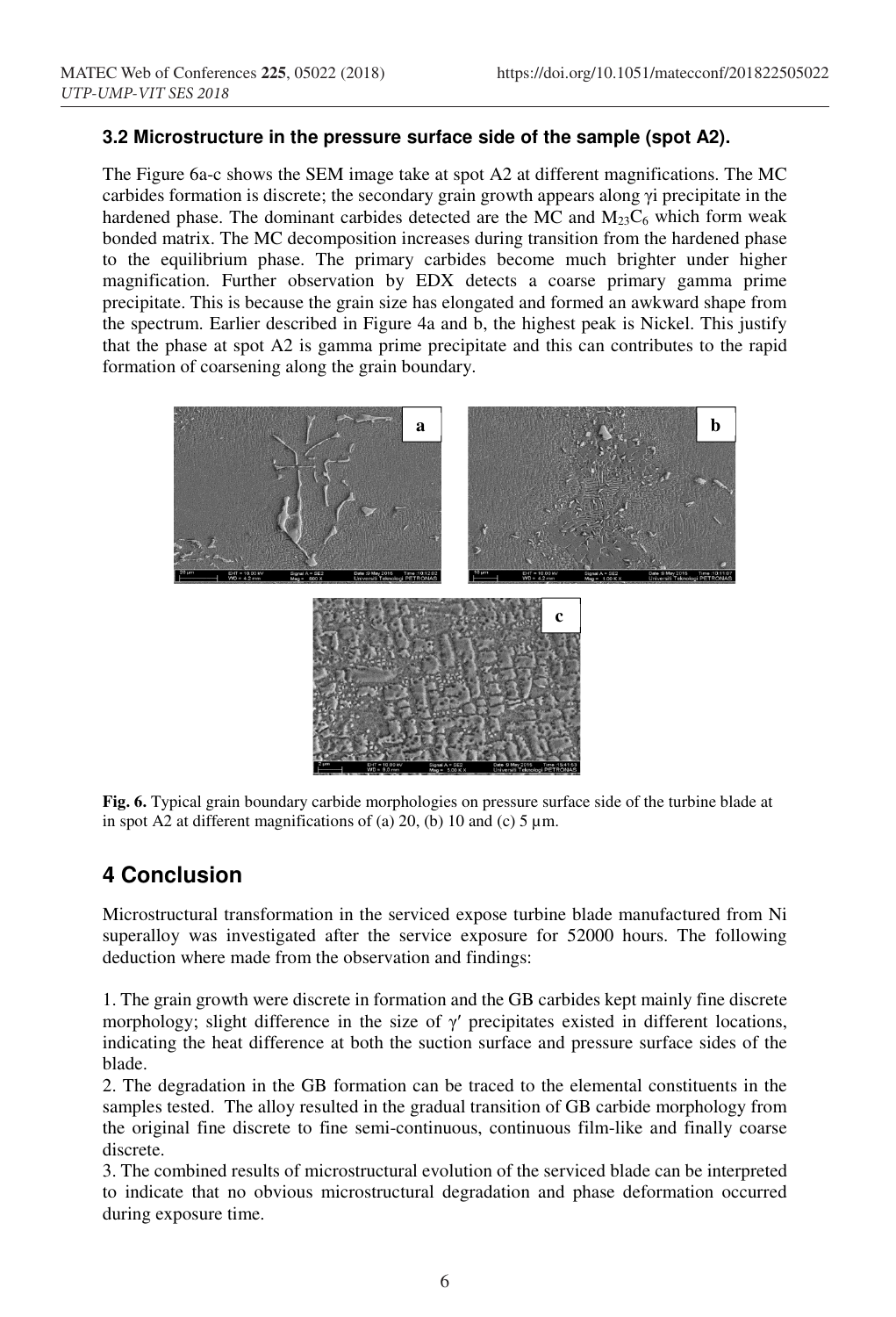### 3.2 Microstructure in the pressure surface side of the sample (spot A2).

The Figure 6a-c shows the SEM image take at spot A2 at different magnifications. The MC carbides formation is discrete; the secondary grain growth appears along γi precipitate in the hardened phase. The dominant carbides detected are the MC and $M_{23}C_6$ which form weak bonded matrix. The MC decomposition increases during transition from the hardened phase to the equilibrium phase. The primary carbides become much brighter under higher magnification. Further observation by EDX detects a coarse primary gamma prime precipitate. This is because the grain size has elongated and formed an awkward shape from the spectrum. Earlier described in Figure 4a and b, the highest peak is Nickel. This justify that the phase at spot A2 is gamma prime precipitate and this can contributes to the rapid formation of coarsening along the grain boundary.

**Fig. 6.** Typical grain boundary carbide morphologies on pressure surface side of the turbine blade at in spot A2 at different magnifications of (a) 20, (b) 10 and (c) 5 µm.

## 4 Conclusion

Microstructural transformation in the serviced expose turbine blade manufactured from Ni superalloy was investigated after the service exposure for 52000 hours. The following deduction where made from the observation and findings:

1. The grain growth were discrete in formation and the GB carbides kept mainly fine discrete morphology; slight difference in the size of γ′ precipitates existed in different locations, indicating the heat difference at both the suction surface and pressure surface sides of the blade.
2. The degradation in the GB formation can be traced to the elemental constituents in the samples tested. The alloy resulted in the gradual transition of GB carbide morphology from the original fine discrete to fine semi-continuous, continuous film-like and finally coarse discrete.
3. The combined results of microstructural evolution of the serviced blade can be interpreted to indicate that no obvious microstructural degradation and phase deformation occurred during exposure time.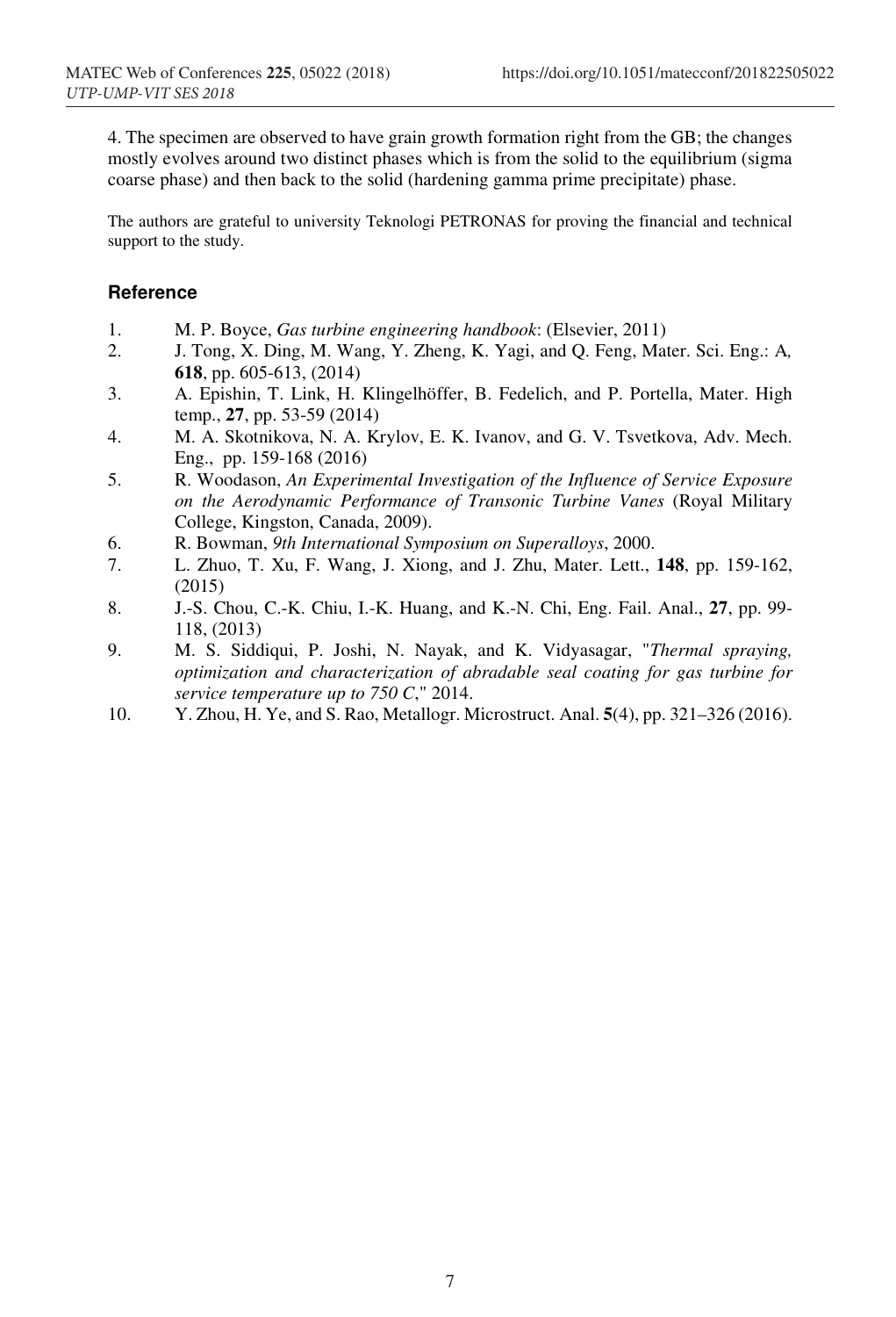4. The specimen are observed to have grain growth formation right from the GB; the changes mostly evolves around two distinct phases which is from the solid to the equilibrium (sigma coarse phase) and then back to the solid (hardening gamma prime precipitate) phase.

The authors are grateful to university Teknologi PETRONAS for proving the financial and technical support to the study.

## Reference

1. M. P. Boyce, *Gas turbine engineering handbook*: (Elsevier, 2011)
2. J. Tong, X. Ding, M. Wang, Y. Zheng, K. Yagi, and Q. Feng, Mater. Sci. Eng.: A, **618**, pp. 605-613, (2014)
3. A. Epishin, T. Link, H. Klingelhöffer, B. Fedelich, and P. Portella, Mater. High temp., **27**, pp. 53-59 (2014)
4. M. A. Skotnikova, N. A. Krylov, E. K. Ivanov, and G. V. Tsvetkova, Adv. Mech. Eng., pp. 159-168 (2016)
5. R. Woodason, *An Experimental Investigation of the Influence of Service Exposure on the Aerodynamic Performance of Transonic Turbine Vanes* (Royal Military College, Kingston, Canada, 2009).
6. R. Bowman, *9th International Symposium on Superalloys*, 2000.
7. L. Zhuo, T. Xu, F. Wang, J. Xiong, and J. Zhu, Mater. Lett., **148**, pp. 159-162, (2015)
8. J.-S. Chou, C.-K. Chiu, I.-K. Huang, and K.-N. Chi, Eng. Fail. Anal., **27**, pp. 99-118, (2013)
9. M. S. Siddiqui, P. Joshi, N. Nayak, and K. Vidyasagar, "*Thermal spraying, optimization and characterization of abradable seal coating for gas turbine for service temperature up to 750 C*," 2014.
10. Y. Zhou, H. Ye, and S. Rao, Metallogr. Microstruct. Anal. **5**(4), pp. 321–326 (2016).